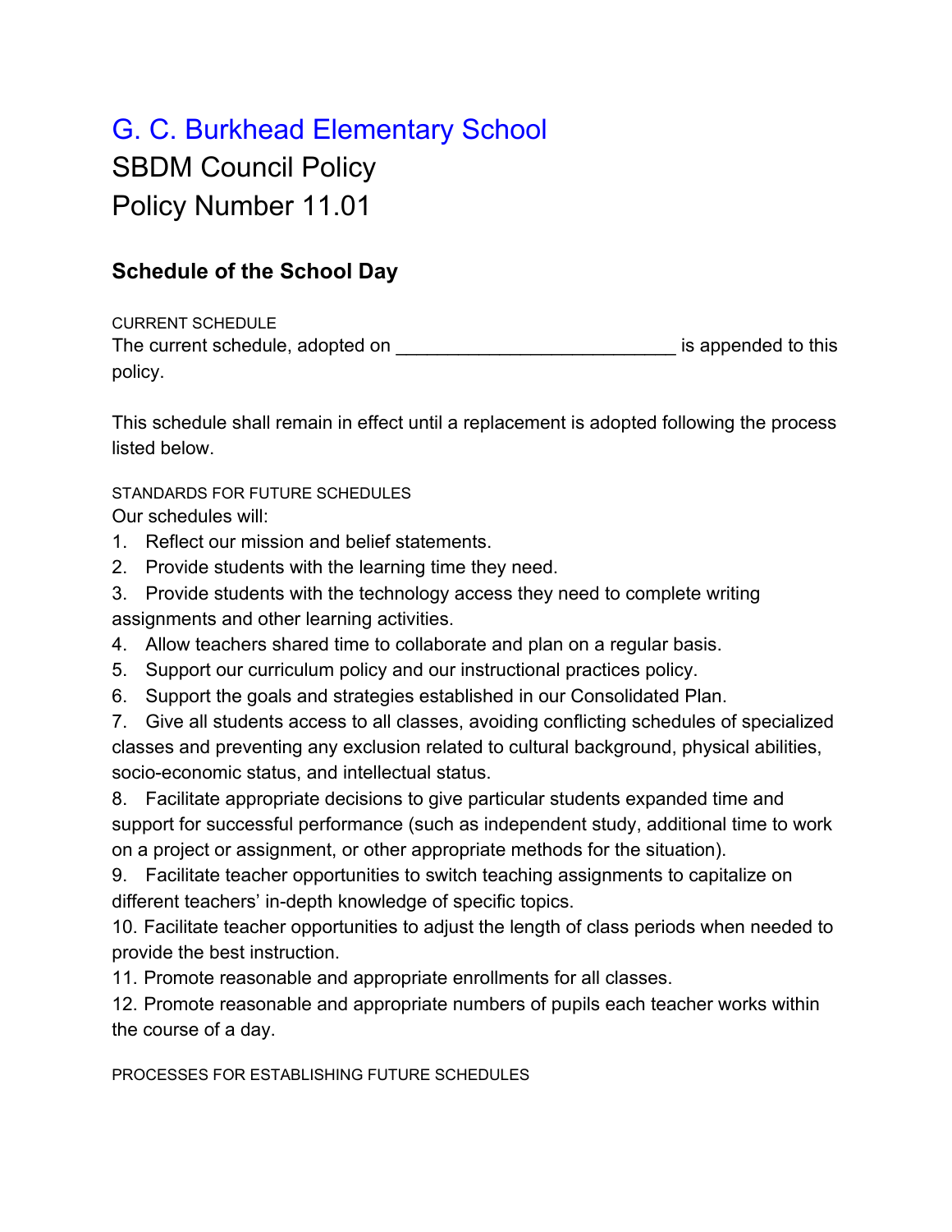# G. C. Burkhead Elementary School

## SBDM Council Policy

## Policy Number 11.01

### Schedule of the School Day

CURRENT SCHEDULE

The current schedule, adopted on ___________________________ is appended to this policy.

This schedule shall remain in effect until a replacement is adopted following the process listed below.

STANDARDS FOR FUTURE SCHEDULES

Our schedules will:

1. Reflect our mission and belief statements.
2. Provide students with the learning time they need.
3. Provide students with the technology access they need to complete writing assignments and other learning activities.
4. Allow teachers shared time to collaborate and plan on a regular basis.
5. Support our curriculum policy and our instructional practices policy.
6. Support the goals and strategies established in our Consolidated Plan.
7. Give all students access to all classes, avoiding conflicting schedules of specialized classes and preventing any exclusion related to cultural background, physical abilities, socio-economic status, and intellectual status.
8. Facilitate appropriate decisions to give particular students expanded time and support for successful performance (such as independent study, additional time to work on a project or assignment, or other appropriate methods for the situation).
9. Facilitate teacher opportunities to switch teaching assignments to capitalize on different teachers' in-depth knowledge of specific topics.
10. Facilitate teacher opportunities to adjust the length of class periods when needed to provide the best instruction.
11. Promote reasonable and appropriate enrollments for all classes.
12. Promote reasonable and appropriate numbers of pupils each teacher works within the course of a day.

PROCESSES FOR ESTABLISHING FUTURE SCHEDULES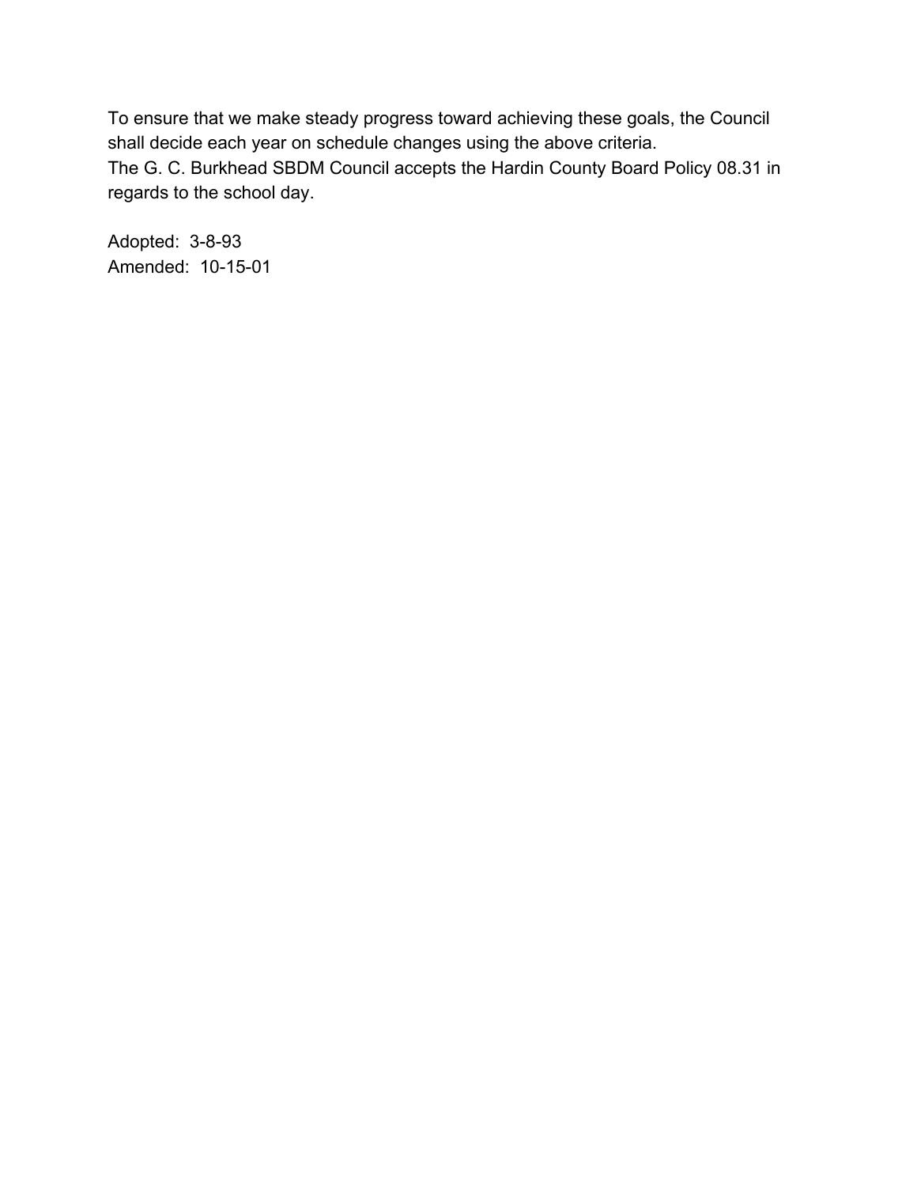To ensure that we make steady progress toward achieving these goals, the Council shall decide each year on schedule changes using the above criteria.
The G. C. Burkhead SBDM Council accepts the Hardin County Board Policy 08.31 in regards to the school day.

Adopted: 3-8-93
Amended: 10-15-01